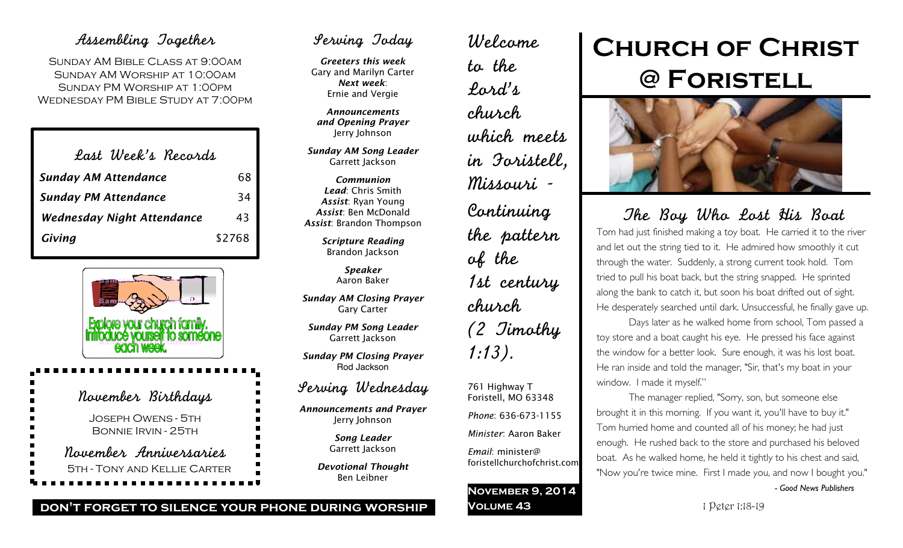## Assembling Together

Sunday AM Bible Class at 9:00am
Sunday AM Worship at 10:00am
Sunday PM Worship at 1:00pm
Wednesday PM Bible Study at 7:00pm

## Last Week's Records

| | |
|---|---|
| *Sunday AM Attendance* | 68 |
| *Sunday PM Attendance* | 34 |
| *Wednesday Night Attendance* | 43 |
| *Giving* | $2768 |

Explore your church family. Introduce yourself to someone each week.

## November Birthdays

Joseph Owens - 5th
Bonnie Irvin - 25th

## November Anniversaries

5th - Tony and Kellie Carter

## Serving Today

***Greeters this week***
Gary and Marilyn Carter
***Next week***:
Ernie and Vergie

***Announcements and Opening Prayer***
Jerry Johnson

***Sunday AM Song Leader***
Garrett Jackson

***Communion***
***Lead***: Chris Smith
***Assist***: Ryan Young
***Assist***: Ben McDonald
***Assist***: Brandon Thompson

***Scripture Reading***
Brandon Jackson

***Speaker***
Aaron Baker

***Sunday AM Closing Prayer***
Gary Carter

***Sunday PM Song Leader***
Garrett Jackson

***Sunday PM Closing Prayer***
Rod Jackson

## Serving Wednesday

***Announcements and Prayer***
Jerry Johnson

***Song Leader***
Garrett Jackson

***Devotional Thought***
Ben Leibner

**DON'T FORGET TO SILENCE YOUR PHONE DURING WORSHIP**

Welcome to the Lord's church which meets in Foristell, Missouri - Continuing the pattern of the 1st century church (2 Timothy 1:13).

761 Highway T
Foristell, MO 63348

*Phone*: 636-673-1155

*Minister*: Aaron Baker

*Email*: minister@foristellchurchofchrist.com

**November 9, 2014**
**Volume 43**

# Church of Christ @ Foristell

## The Boy Who Lost His Boat

Tom had just finished making a toy boat. He carried it to the river and let out the string tied to it. He admired how smoothly it cut through the water. Suddenly, a strong current took hold. Tom tried to pull his boat back, but the string snapped. He sprinted along the bank to catch it, but soon his boat drifted out of sight. He desperately searched until dark. Unsuccessfully, he finally gave up.

Days later as he walked home from school, Tom passed a toy store and a boat caught his eye. He pressed his face against the window for a better look. Sure enough, it was his lost boat. He ran inside and told the manager, "Sir, that's my boat in your window. I made it myself."

The manager replied, "Sorry, son, but someone else brought it in this morning. If you want it, you'll have to buy it." Tom hurried home and counted all of his money; he had just enough. He rushed back to the store and purchased his beloved boat. As he walked home, he held it tightly to his chest and said, "Now you're twice mine. First I made you, and now I bought you."

*- Good News Publishers*

1 Peter 1:18-19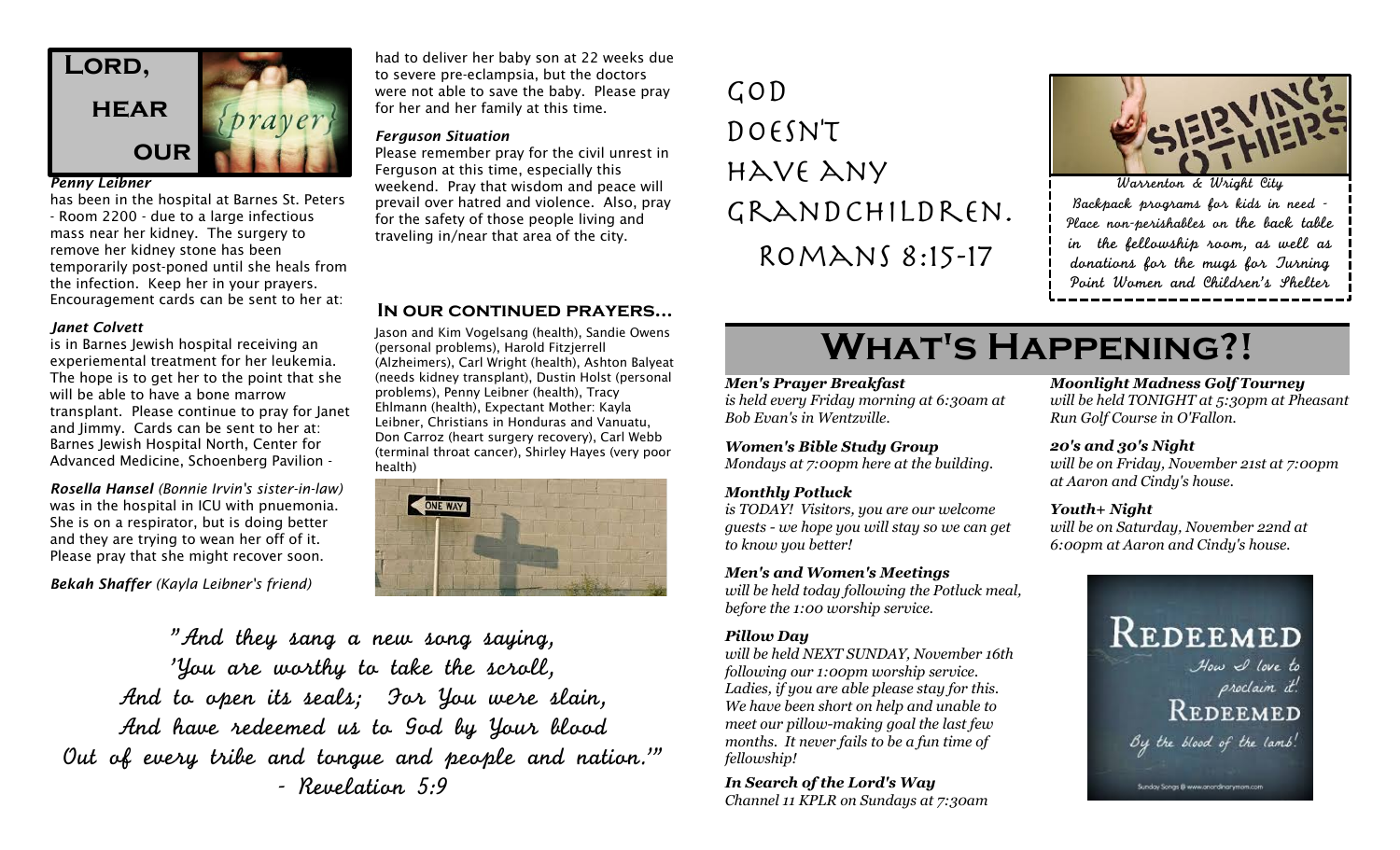# Lord, hear our {prayer}

***Penny Leibner***
has been in the hospital at Barnes St. Peters - Room 2200 - due to a large infectious mass near her kidney. The surgery to remove her kidney stone has been temporarily post-poned until she heals from the infection. Keep her in your prayers. Encouragement cards can be sent to her at:

***Janet Colvett***
is in Barnes Jewish hospital receiving an experiemental treatment for her leukemia. The hope is to get her to the point that she will be able to have a bone marrow transplant. Please continue to pray for Janet and Jimmy. Cards can be sent to her at: Barnes Jewish Hospital North, Center for Advanced Medicine, Schoenberg Pavilion -

***Rosella Hansel*** *(Bonnie Irvin's sister-in-law)* was in the hospital in ICU with pnuemonia. She is on a respirator, but is doing better and they are trying to wean her off of it. Please pray that she might recover soon.

***Bekah Shaffer*** *(Kayla Leibner's friend)* had to deliver her baby son at 22 weeks due to severe pre-eclampsia, but the doctors were not able to save the baby. Please pray for her and her family at this time.

***Ferguson Situation***
Please remember pray for the civil unrest in Ferguson at this time, especially this weekend. Pray that wisdom and peace will prevail over hatred and violence. Also, pray for the safety of those people living and traveling in/near that area of the city.

## In our continued prayers...

Jason and Kim Vogelsang (health), Sandie Owens (personal problems), Harold Fitzjerrell (Alzheimers), Carl Wright (health), Ashton Balyeat (needs kidney transplant), Dustin Holst (personal problems), Penny Leibner (health), Tracy Ehlmann (health), Expectant Mother: Kayla Leibner, Christians in Honduras and Vanuatu, Don Carroz (heart surgery recovery), Carl Webb (terminal throat cancer), Shirley Hayes (very poor health)

"And they sang a new song saying,
'You are worthy to take the scroll,
And to open its seals; For You were slain,
And have redeemed us to God by Your blood
Out of every tribe and tongue and people and nation.'"
- Revelation 5:9

God doesn't have any grandchildren.
Romans 8:15-17

Warrenton & Wright City
Backpack programs for kids in need - Place non-perishables on the back table in the fellowship room, as well as donations for the mugs for Turning Point Women and Children's Shelter

# What's Happening?!

***Men's Prayer Breakfast***
*is held every Friday morning at 6:30am at Bob Evan's in Wentzville.*

***Women's Bible Study Group***
*Mondays at 7:00pm here at the building.*

***Monthly Potluck***
*is TODAY! Visitors, you are our welcome guests - we hope you will stay so we can get to know you better!*

***Men's and Women's Meetings***
*will be held today following the Potluck meal, before the 1:00 worship service.*

***Pillow Day***
*will be held NEXT SUNDAY, November 16th following our 1:00pm worship service. Ladies, if you are able please stay for this. We have been short on help and unable to meet our pillow-making goal the last few months. It never fails to be a fun time of fellowship!*

***In Search of the Lord's Way***
*Channel 11 KPLR on Sundays at 7:30am*

***Moonlight Madness Golf Tourney***
*will be held TONIGHT at 5:30pm at Pheasant Run Golf Course in O'Fallon.*

***20's and 30's Night***
*will be on Friday, November 21st at 7:00pm at Aaron and Cindy's house.*

***Youth+ Night***
*will be on Saturday, November 22nd at 6:00pm at Aaron and Cindy's house.*